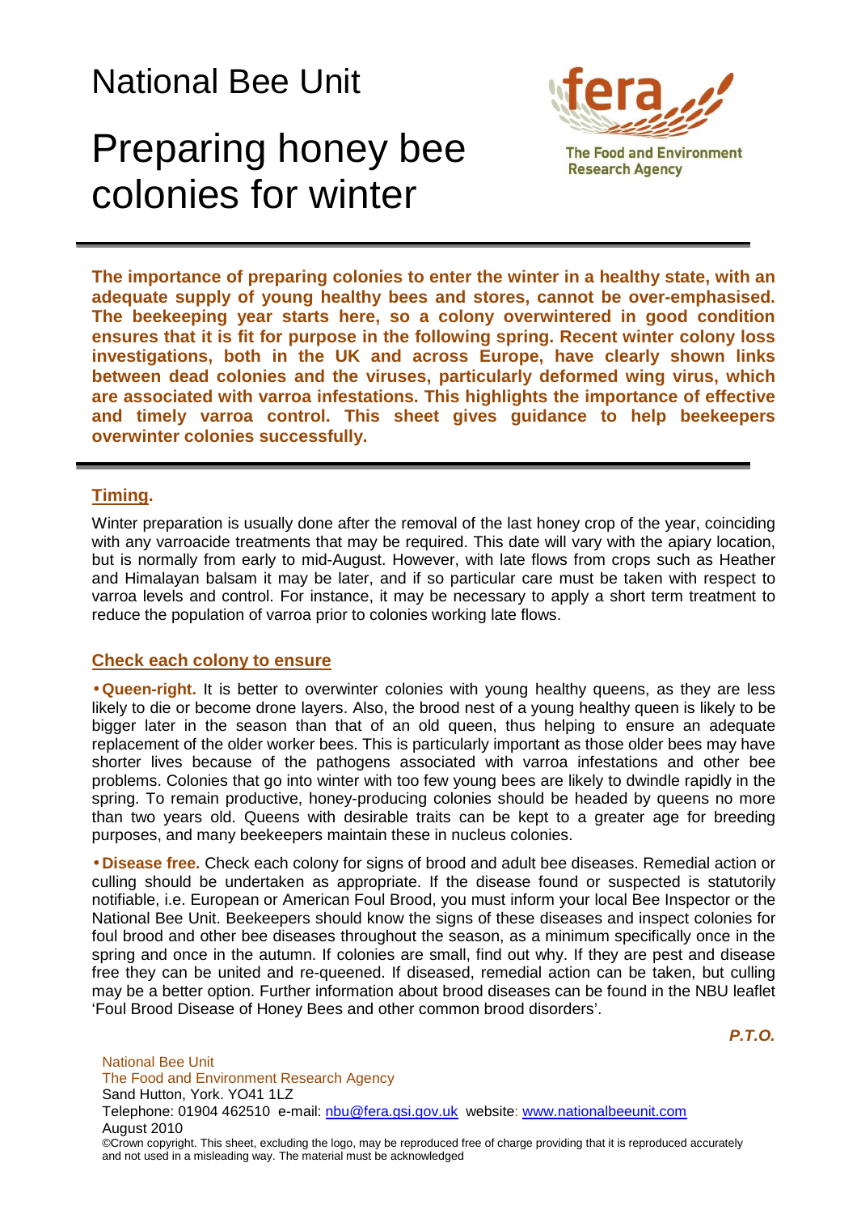# National Bee Unit

# Preparing honey bee colonies for winter

The Food and Environment Research Agency

**The importance of preparing colonies to enter the winter in a healthy state, with an adequate supply of young healthy bees and stores, cannot be over-emphasised. The beekeeping year starts here, so a colony overwintered in good condition ensures that it is fit for purpose in the following spring. Recent winter colony loss investigations, both in the UK and across Europe, have clearly shown links between dead colonies and the viruses, particularly deformed wing virus, which are associated with varroa infestations. This highlights the importance of effective and timely varroa control. This sheet gives guidance to help beekeepers overwinter colonies successfully.**

## Timing.

Winter preparation is usually done after the removal of the last honey crop of the year, coinciding with any varroacide treatments that may be required. This date will vary with the apiary location, but is normally from early to mid-August. However, with late flows from crops such as Heather and Himalayan balsam it may be later, and if so particular care must be taken with respect to varroa levels and control. For instance, it may be necessary to apply a short term treatment to reduce the population of varroa prior to colonies working late flows.

## Check each colony to ensure

- **Queen-right.** It is better to overwinter colonies with young healthy queens, as they are less likely to die or become drone layers. Also, the brood nest of a young healthy queen is likely to be bigger later in the season than that of an old queen, thus helping to ensure an adequate replacement of the older worker bees. This is particularly important as those older bees may have shorter lives because of the pathogens associated with varroa infestations and other bee problems. Colonies that go into winter with too few young bees are likely to dwindle rapidly in the spring. To remain productive, honey-producing colonies should be headed by queens no more than two years old. Queens with desirable traits can be kept to a greater age for breeding purposes, and many beekeepers maintain these in nucleus colonies.

- **Disease free.** Check each colony for signs of brood and adult bee diseases. Remedial action or culling should be undertaken as appropriate. If the disease found or suspected is statutorily notifiable, i.e. European or American Foul Brood, you must inform your local Bee Inspector or the National Bee Unit. Beekeepers should know the signs of these diseases and inspect colonies for foul brood and other bee diseases throughout the season, as a minimum specifically once in the spring and once in the autumn. If colonies are small, find out why. If they are pest and disease free they can be united and re-queened. If diseased, remedial action can be taken, but culling may be a better option. Further information about brood diseases can be found in the NBU leaflet 'Foul Brood Disease of Honey Bees and other common brood disorders'.

***P.T.O.***

National Bee Unit
The Food and Environment Research Agency
Sand Hutton, York. YO41 1LZ
Telephone: 01904 462510 e-mail: nbu@fera.gsi.gov.uk website: www.nationalbeeunit.com
August 2010
©Crown copyright. This sheet, excluding the logo, may be reproduced free of charge providing that it is reproduced accurately and not used in a misleading way. The material must be acknowledged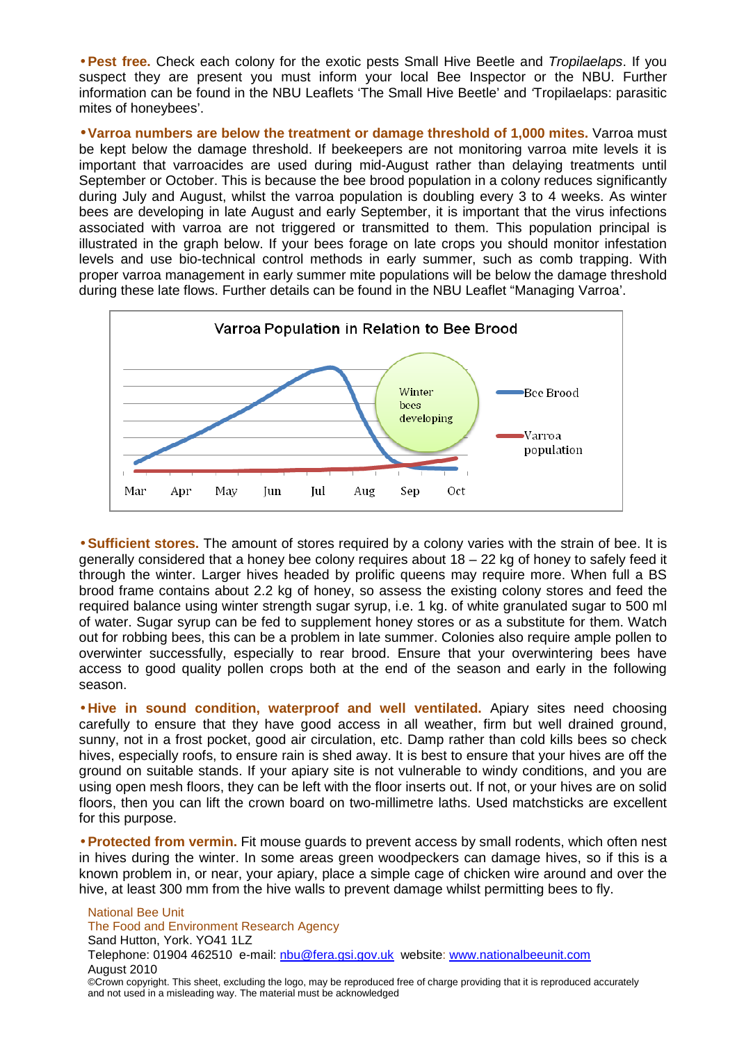• **Pest free.** Check each colony for the exotic pests Small Hive Beetle and *Tropilaelaps*. If you suspect they are present you must inform your local Bee Inspector or the NBU. Further information can be found in the NBU Leaflets 'The Small Hive Beetle' and 'Tropilaelaps: parasitic mites of honeybees'.

• **Varroa numbers are below the treatment or damage threshold of 1,000 mites.** Varroa must be kept below the damage threshold. If beekeepers are not monitoring varroa mite levels it is important that varroacides are used during mid-August rather than delaying treatments until September or October. This is because the bee brood population in a colony reduces significantly during July and August, whilst the varroa population is doubling every 3 to 4 weeks. As winter bees are developing in late August and early September, it is important that the virus infections associated with varroa are not triggered or transmitted to them. This population principal is illustrated in the graph below. If your bees forage on late crops you should monitor infestation levels and use bio-technical control methods in early summer, such as comb trapping. With proper varroa management in early summer mite populations will be below the damage threshold during these late flows. Further details can be found in the NBU Leaflet "Managing Varroa'.

Varroa Population in Relation to Bee Brood

Winter bees developing

Bee Brood

Varroa population

Mar Apr May Jun Jul Aug Sep Oct

• **Sufficient stores.** The amount of stores required by a colony varies with the strain of bee. It is generally considered that a honey bee colony requires about 18 – 22 kg of honey to safely feed it through the winter. Larger hives headed by prolific queens may require more. When full a BS brood frame contains about 2.2 kg of honey, so assess the existing colony stores and feed the required balance using winter strength sugar syrup, i.e. 1 kg. of white granulated sugar to 500 ml of water. Sugar syrup can be fed to supplement honey stores or as a substitute for them. Watch out for robbing bees, this can be a problem in late summer. Colonies also require ample pollen to overwinter successfully, especially to rear brood. Ensure that your overwintering bees have access to good quality pollen crops both at the end of the season and early in the following season.

• **Hive in sound condition, waterproof and well ventilated.** Apiary sites need choosing carefully to ensure that they have good access in all weather, firm but well drained ground, sunny, not in a frost pocket, good air circulation, etc. Damp rather than cold kills bees so check hives, especially roofs, to ensure rain is shed away. It is best to ensure that your hives are off the ground on suitable stands. If your apiary site is not vulnerable to windy conditions, and you are using open mesh floors, they can be left with the floor inserts out. If not, or your hives are on solid floors, then you can lift the crown board on two-millimetre laths. Used matchsticks are excellent for this purpose.

• **Protected from vermin.** Fit mouse guards to prevent access by small rodents, which often nest in hives during the winter. In some areas green woodpeckers can damage hives, so if this is a known problem in, or near, your apiary, place a simple cage of chicken wire around and over the hive, at least 300 mm from the hive walls to prevent damage whilst permitting bees to fly.

National Bee Unit
The Food and Environment Research Agency
Sand Hutton, York. YO41 1LZ
Telephone: 01904 462510 e-mail: nbu@fera.gsi.gov.uk website: www.nationalbeeunit.com
August 2010
©Crown copyright. This sheet, excluding the logo, may be reproduced free of charge providing that it is reproduced accurately and not used in a misleading way. The material must be acknowledged